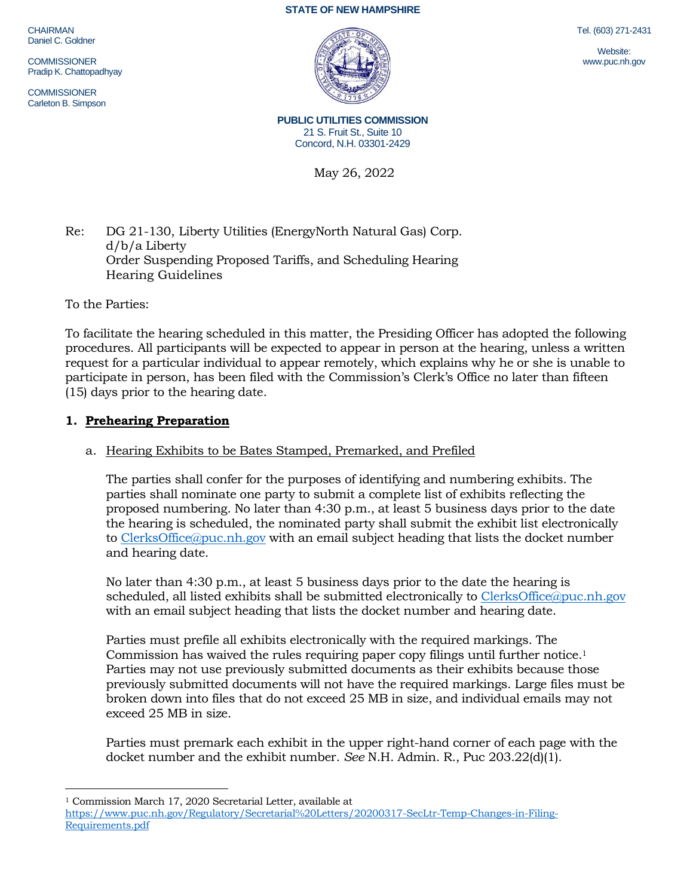STATE OF NEW HAMPSHIRE

CHAIRMAN
Daniel C. Goldner

COMMISSIONER
Pradip K. Chattopadhyay

COMMISSIONER
Carleton B. Simpson

Tel. (603) 271-2431

Website:
www.puc.nh.gov

**PUBLIC UTILITIES COMMISSION**
21 S. Fruit St., Suite 10
Concord, N.H. 03301-2429

May 26, 2022

Re: DG 21-130, Liberty Utilities (EnergyNorth Natural Gas) Corp. d/b/a Liberty
Order Suspending Proposed Tariffs, and Scheduling Hearing
Hearing Guidelines

To the Parties:

To facilitate the hearing scheduled in this matter, the Presiding Officer has adopted the following procedures. All participants will be expected to appear in person at the hearing, unless a written request for a particular individual to appear remotely, which explains why he or she is unable to participate in person, has been filed with the Commission's Clerk's Office no later than fifteen (15) days prior to the hearing date.

## 1. Prehearing Preparation

### a. Hearing Exhibits to be Bates Stamped, Premarked, and Prefiled

The parties shall confer for the purposes of identifying and numbering exhibits. The parties shall nominate one party to submit a complete list of exhibits reflecting the proposed numbering. No later than 4:30 p.m., at least 5 business days prior to the date the hearing is scheduled, the nominated party shall submit the exhibit list electronically to ClerksOffice@puc.nh.gov with an email subject heading that lists the docket number and hearing date.

No later than 4:30 p.m., at least 5 business days prior to the date the hearing is scheduled, all listed exhibits shall be submitted electronically to ClerksOffice@puc.nh.gov with an email subject heading that lists the docket number and hearing date.

Parties must prefile all exhibits electronically with the required markings. The Commission has waived the rules requiring paper copy filings until further notice.[1] Parties may not use previously submitted documents as their exhibits because those previously submitted documents will not have the required markings. Large files must be broken down into files that do not exceed 25 MB in size, and individual emails may not exceed 25 MB in size.

Parties must premark each exhibit in the upper right-hand corner of each page with the docket number and the exhibit number. *See* N.H. Admin. R., Puc 203.22(d)(1).

---

[1] Commission March 17, 2020 Secretarial Letter, available at https://www.puc.nh.gov/Regulatory/Secretarial%20Letters/20200317-SecLtr-Temp-Changes-in-Filing-Requirements.pdf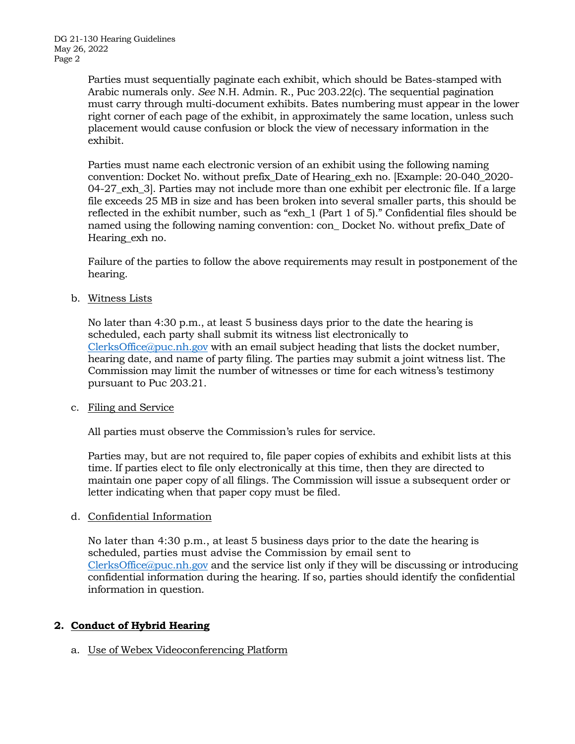Parties must sequentially paginate each exhibit, which should be Bates-stamped with Arabic numerals only. *See* N.H. Admin. R., Puc 203.22(c). The sequential pagination must carry through multi-document exhibits. Bates numbering must appear in the lower right corner of each page of the exhibit, in approximately the same location, unless such placement would cause confusion or block the view of necessary information in the exhibit.

Parties must name each electronic version of an exhibit using the following naming convention: Docket No. without prefix_Date of Hearing_exh no. [Example: 20-040_2020-04-27_exh_3]. Parties may not include more than one exhibit per electronic file. If a large file exceeds 25 MB in size and has been broken into several smaller parts, this should be reflected in the exhibit number, such as "exh_1 (Part 1 of 5)." Confidential files should be named using the following naming convention: con_ Docket No. without prefix_Date of Hearing_exh no.

Failure of the parties to follow the above requirements may result in postponement of the hearing.

b. Witness Lists

No later than 4:30 p.m., at least 5 business days prior to the date the hearing is scheduled, each party shall submit its witness list electronically to ClerksOffice@puc.nh.gov with an email subject heading that lists the docket number, hearing date, and name of party filing. The parties may submit a joint witness list. The Commission may limit the number of witnesses or time for each witness's testimony pursuant to Puc 203.21.

c. Filing and Service

All parties must observe the Commission's rules for service.

Parties may, but are not required to, file paper copies of exhibits and exhibit lists at this time. If parties elect to file only electronically at this time, then they are directed to maintain one paper copy of all filings. The Commission will issue a subsequent order or letter indicating when that paper copy must be filed.

d. Confidential Information

No later than 4:30 p.m., at least 5 business days prior to the date the hearing is scheduled, parties must advise the Commission by email sent to ClerksOffice@puc.nh.gov and the service list only if they will be discussing or introducing confidential information during the hearing. If so, parties should identify the confidential information in question.

## 2. Conduct of Hybrid Hearing

a. Use of Webex Videoconferencing Platform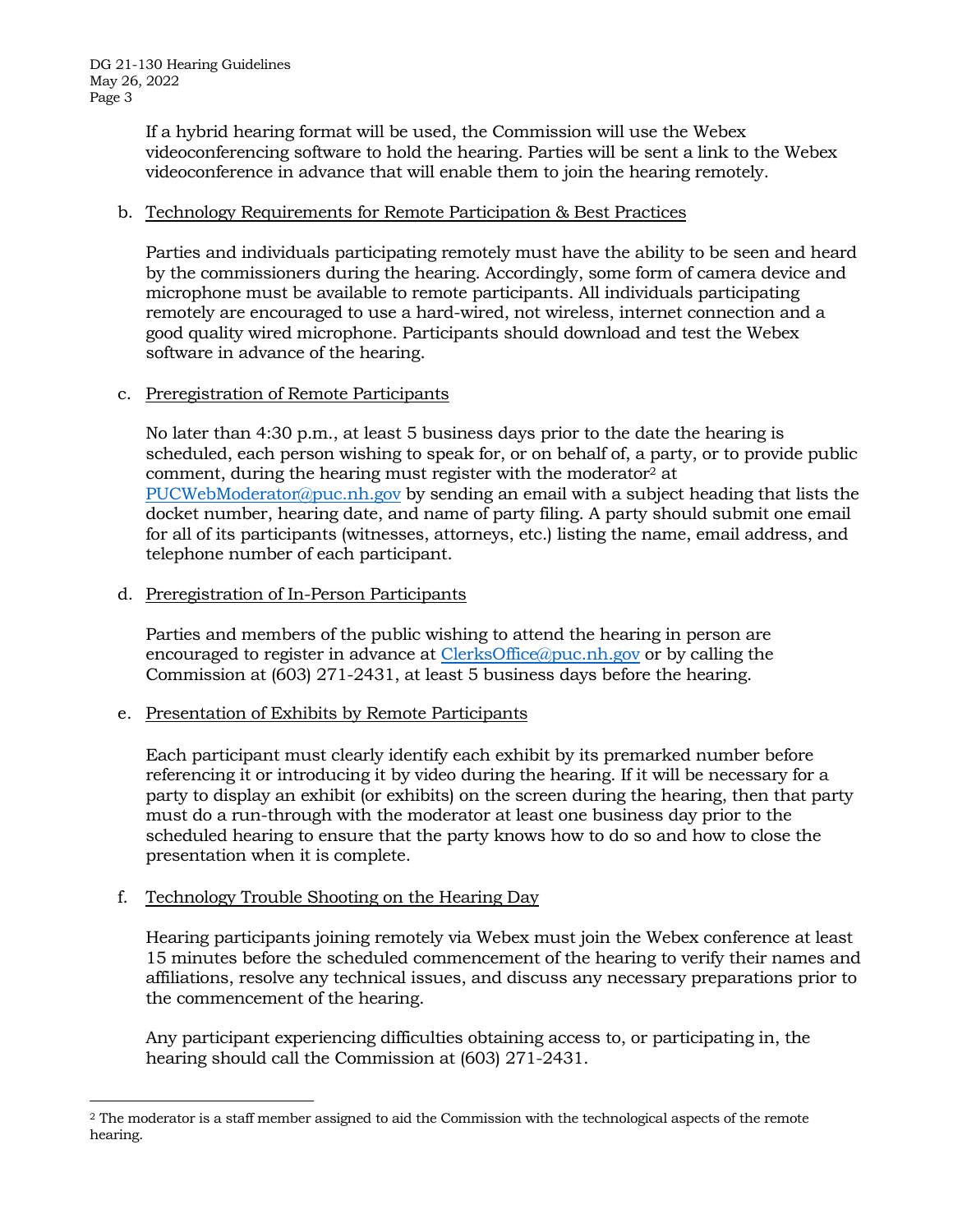If a hybrid hearing format will be used, the Commission will use the Webex videoconferencing software to hold the hearing. Parties will be sent a link to the Webex videoconference in advance that will enable them to join the hearing remotely.

b. Technology Requirements for Remote Participation & Best Practices

Parties and individuals participating remotely must have the ability to be seen and heard by the commissioners during the hearing. Accordingly, some form of camera device and microphone must be available to remote participants. All individuals participating remotely are encouraged to use a hard-wired, not wireless, internet connection and a good quality wired microphone. Participants should download and test the Webex software in advance of the hearing.

c. Preregistration of Remote Participants

No later than 4:30 p.m., at least 5 business days prior to the date the hearing is scheduled, each person wishing to speak for, or on behalf of, a party, or to provide public comment, during the hearing must register with the moderator[2] at PUCWebModerator@puc.nh.gov by sending an email with a subject heading that lists the docket number, hearing date, and name of party filing. A party should submit one email for all of its participants (witnesses, attorneys, etc.) listing the name, email address, and telephone number of each participant.

d. Preregistration of In-Person Participants

Parties and members of the public wishing to attend the hearing in person are encouraged to register in advance at ClerksOffice@puc.nh.gov or by calling the Commission at (603) 271-2431, at least 5 business days before the hearing.

e. Presentation of Exhibits by Remote Participants

Each participant must clearly identify each exhibit by its premarked number before referencing it or introducing it by video during the hearing. If it will be necessary for a party to display an exhibit (or exhibits) on the screen during the hearing, then that party must do a run-through with the moderator at least one business day prior to the scheduled hearing to ensure that the party knows how to do so and how to close the presentation when it is complete.

f. Technology Trouble Shooting on the Hearing Day

Hearing participants joining remotely via Webex must join the Webex conference at least 15 minutes before the scheduled commencement of the hearing to verify their names and affiliations, resolve any technical issues, and discuss any necessary preparations prior to the commencement of the hearing.

Any participant experiencing difficulties obtaining access to, or participating in, the hearing should call the Commission at (603) 271-2431.

---

[2] The moderator is a staff member assigned to aid the Commission with the technological aspects of the remote hearing.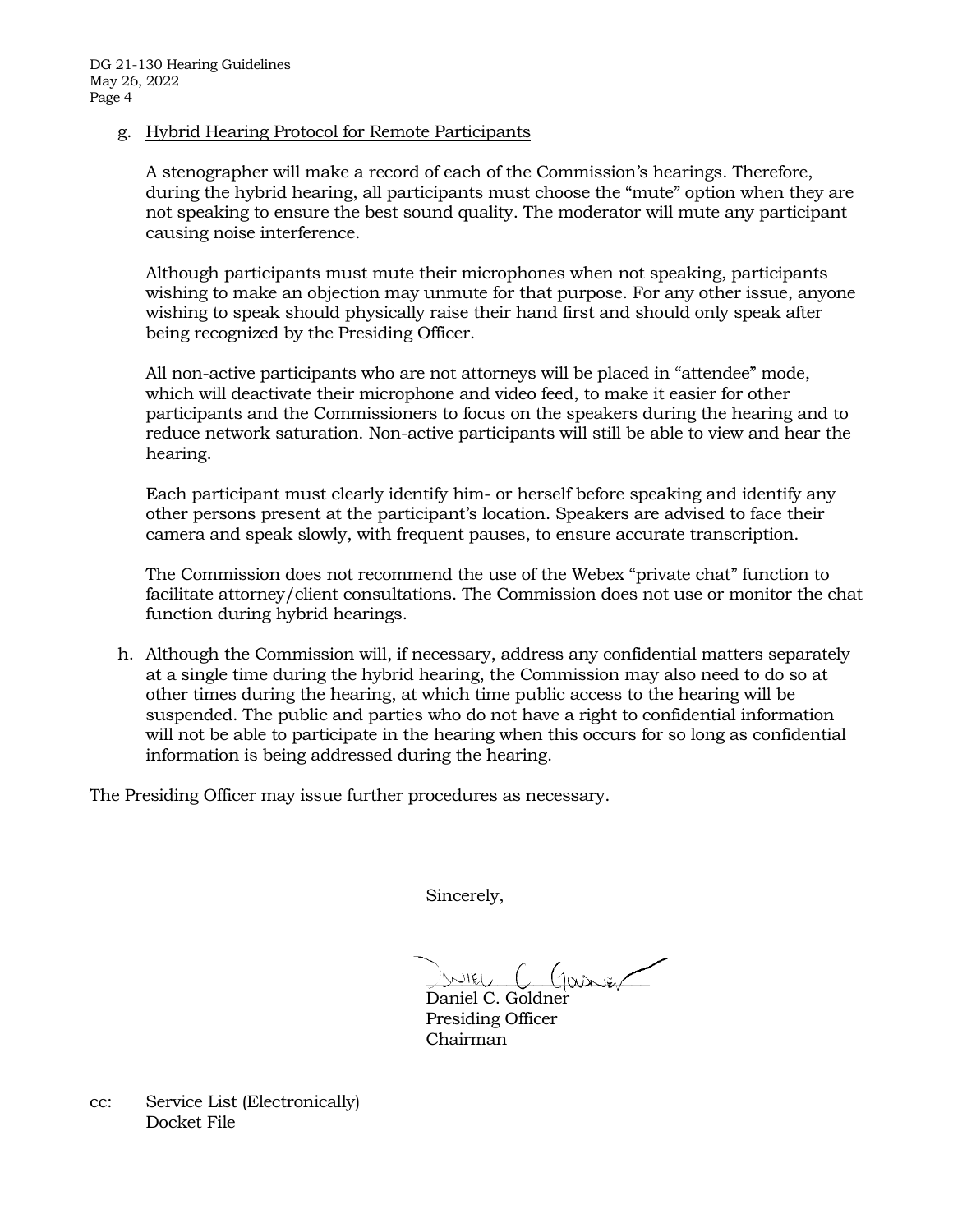g. Hybrid Hearing Protocol for Remote Participants

A stenographer will make a record of each of the Commission's hearings. Therefore, during the hybrid hearing, all participants must choose the "mute" option when they are not speaking to ensure the best sound quality. The moderator will mute any participant causing noise interference.

Although participants must mute their microphones when not speaking, participants wishing to make an objection may unmute for that purpose. For any other issue, anyone wishing to speak should physically raise their hand first and should only speak after being recognized by the Presiding Officer.

All non-active participants who are not attorneys will be placed in "attendee" mode, which will deactivate their microphone and video feed, to make it easier for other participants and the Commissioners to focus on the speakers during the hearing and to reduce network saturation. Non-active participants will still be able to view and hear the hearing.

Each participant must clearly identify him- or herself before speaking and identify any other persons present at the participant's location. Speakers are advised to face their camera and speak slowly, with frequent pauses, to ensure accurate transcription.

The Commission does not recommend the use of the Webex "private chat" function to facilitate attorney/client consultations. The Commission does not use or monitor the chat function during hybrid hearings.

h. Although the Commission will, if necessary, address any confidential matters separately at a single time during the hybrid hearing, the Commission may also need to do so at other times during the hearing, at which time public access to the hearing will be suspended. The public and parties who do not have a right to confidential information will not be able to participate in the hearing when this occurs for so long as confidential information is being addressed during the hearing.

The Presiding Officer may issue further procedures as necessary.

Sincerely,

Daniel C. Goldner
Presiding Officer
Chairman

cc: Service List (Electronically)
Docket File